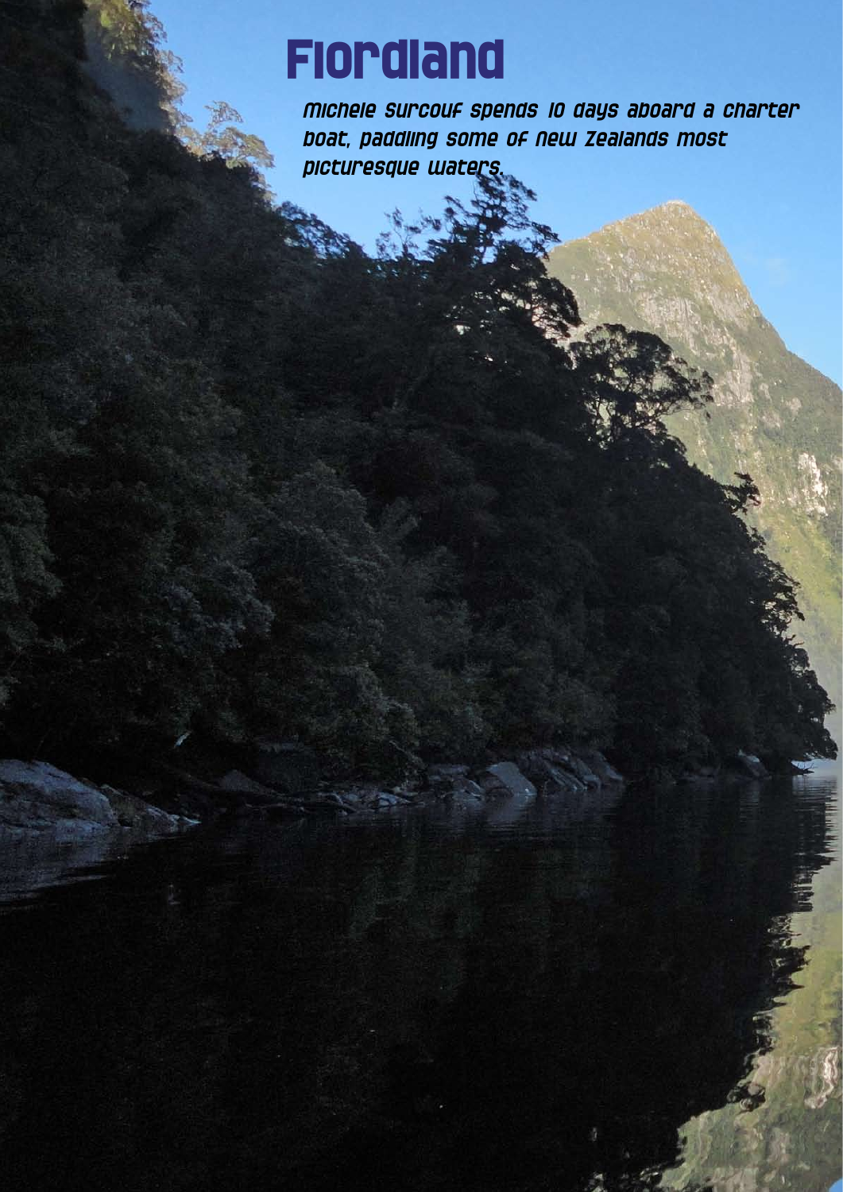# Fiordland

*Michele Surcouf spends 10 days aboard a charter boat, paddling some of New Zealands most picturesque waters.*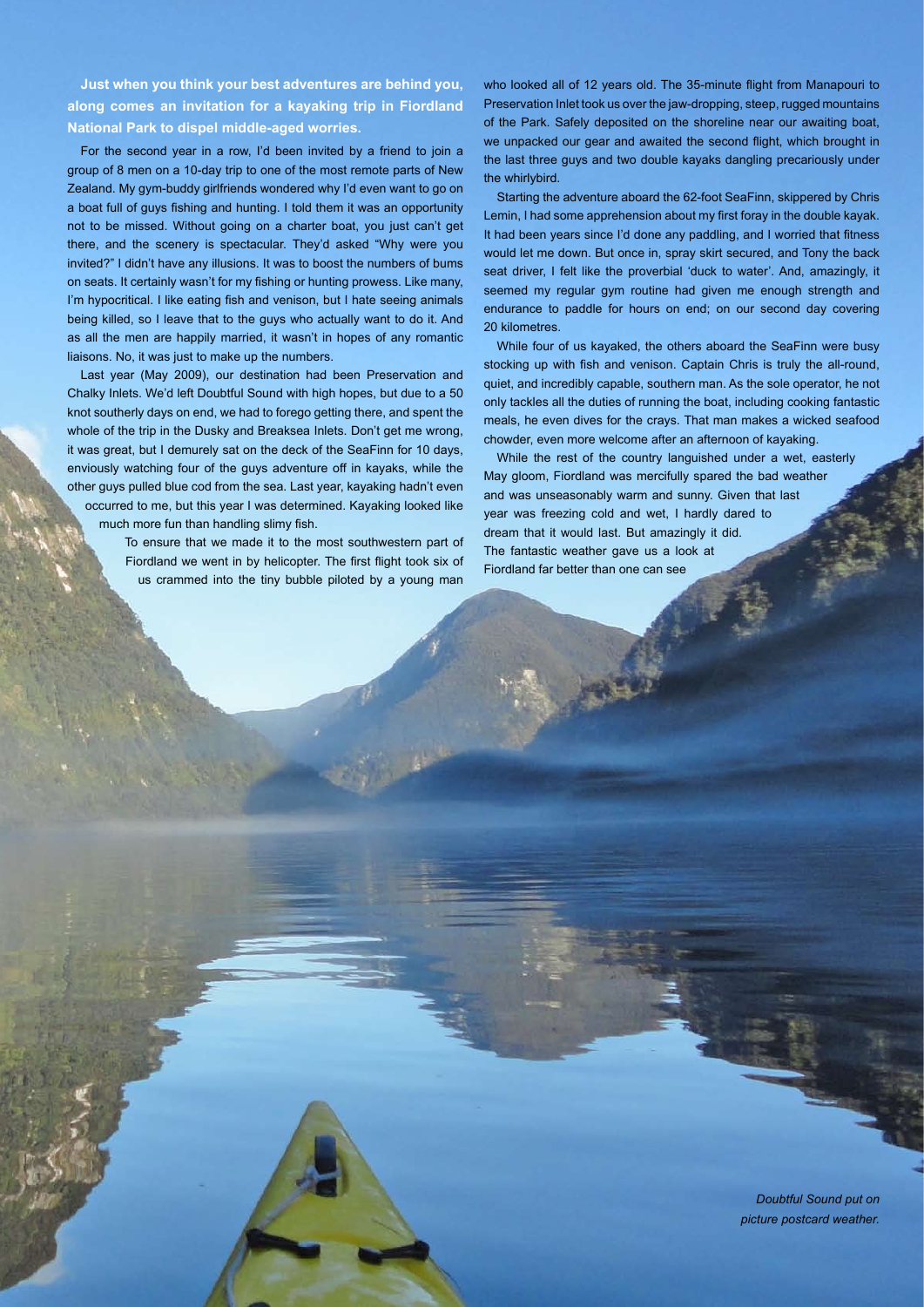**Just when you think your best adventures are behind you, along comes an invitation for a kayaking trip in Fiordland National Park to dispel middle-aged worries.**

For the second year in a row, I'd been invited by a friend to join a group of 8 men on a 10-day trip to one of the most remote parts of New Zealand. My gym-buddy girlfriends wondered why I'd even want to go on a boat full of guys fishing and hunting. I told them it was an opportunity not to be missed. Without going on a charter boat, you just can't get there, and the scenery is spectacular. They'd asked "Why were you invited?" I didn't have any illusions. It was to boost the numbers of bums on seats. It certainly wasn't for my fishing or hunting prowess. Like many, I'm hypocritical. I like eating fish and venison, but I hate seeing animals being killed, so I leave that to the guys who actually want to do it. And as all the men are happily married, it wasn't in hopes of any romantic liaisons. No, it was just to make up the numbers.

Last year (May 2009), our destination had been Preservation and Chalky Inlets. We'd left Doubtful Sound with high hopes, but due to a 50 knot southerly days on end, we had to forego getting there, and spent the whole of the trip in the Dusky and Breaksea Inlets. Don't get me wrong, it was great, but I demurely sat on the deck of the SeaFinn for 10 days, enviously watching four of the guys adventure off in kayaks, while the other guys pulled blue cod from the sea. Last year, kayaking hadn't even occurred to me, but this year I was determined. Kayaking looked like much more fun than handling slimy fish.

To ensure that we made it to the most southwestern part of Fiordland we went in by helicopter. The first flight took six of us crammed into the tiny bubble piloted by a young man who looked all of 12 years old. The 35-minute flight from Manapouri to Preservation Inlet took us over the jaw-dropping, steep, rugged mountains of the Park. Safely deposited on the shoreline near our awaiting boat, we unpacked our gear and awaited the second flight, which brought in the last three guys and two double kayaks dangling precariously under the whirlybird.

Starting the adventure aboard the 62-foot SeaFinn, skippered by Chris Lemin, I had some apprehension about my first foray in the double kayak. It had been years since I'd done any paddling, and I worried that fitness would let me down. But once in, spray skirt secured, and Tony the back seat driver, I felt like the proverbial 'duck to water'. And, amazingly, it seemed my regular gym routine had given me enough strength and endurance to paddle for hours on end; on our second day covering 20 kilometres.

While four of us kayaked, the others aboard the SeaFinn were busy stocking up with fish and venison. Captain Chris is truly the all-round, quiet, and incredibly capable, southern man. As the sole operator, he not only tackles all the duties of running the boat, including cooking fantastic meals, he even dives for the crays. That man makes a wicked seafood chowder, even more welcome after an afternoon of kayaking.

While the rest of the country languished under a wet, easterly May gloom, Fiordland was mercifully spared the bad weather and was unseasonably warm and sunny. Given that last year was freezing cold and wet, I hardly dared to dream that it would last. But amazingly it did. The fantastic weather gave us a look at Fiordland far better than one can see

*Doubtful Sound put on picture postcard weather.*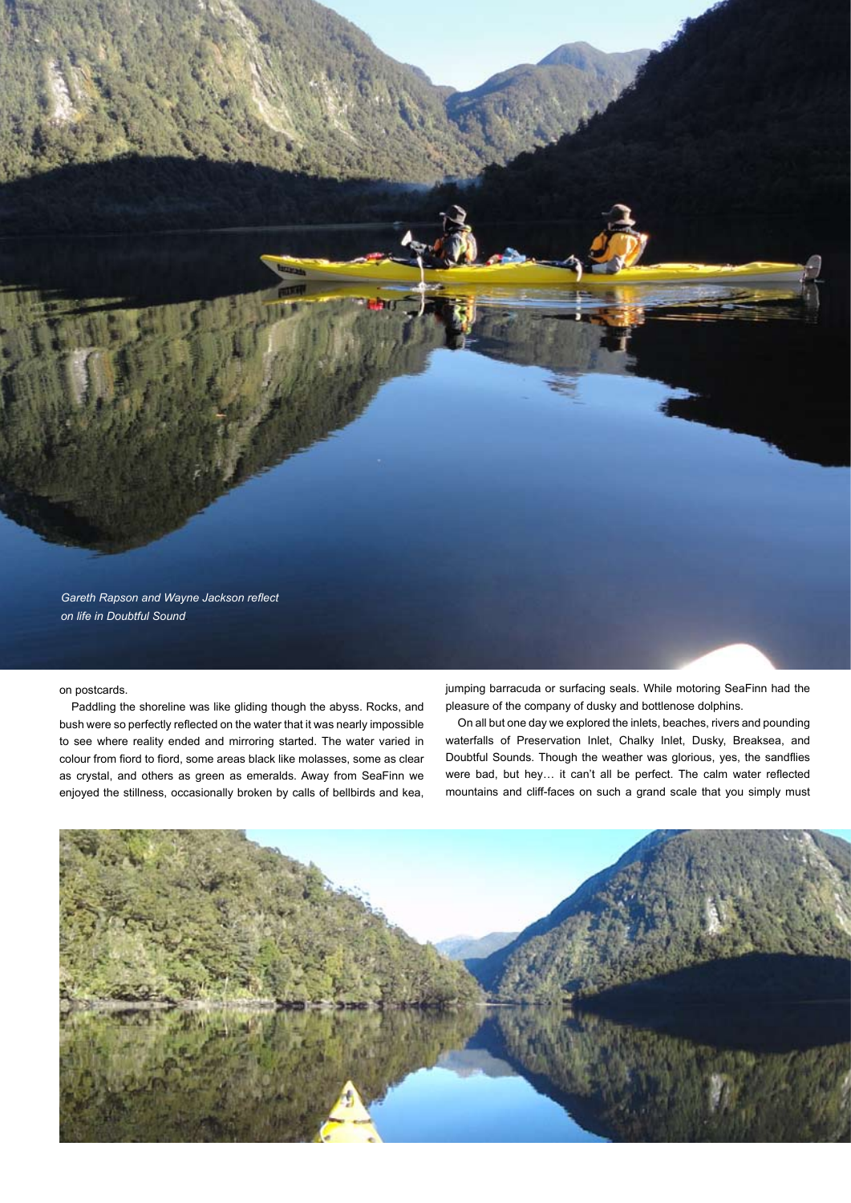*Gareth Rapson and Wayne Jackson reflect on life in Doubtful Sound*

on postcards.

Paddling the shoreline was like gliding though the abyss. Rocks, and bush were so perfectly reflected on the water that it was nearly impossible to see where reality ended and mirroring started. The water varied in colour from fiord to fiord, some areas black like molasses, some as clear as crystal, and others as green as emeralds. Away from SeaFinn we enjoyed the stillness, occasionally broken by calls of bellbirds and kea, jumping barracuda or surfacing seals. While motoring SeaFinn had the pleasure of the company of dusky and bottlenose dolphins.

On all but one day we explored the inlets, beaches, rivers and pounding waterfalls of Preservation Inlet, Chalky Inlet, Dusky, Breaksea, and Doubtful Sounds. Though the weather was glorious, yes, the sandflies were bad, but hey… it can't all be perfect. The calm water reflected mountains and cliff-faces on such a grand scale that you simply must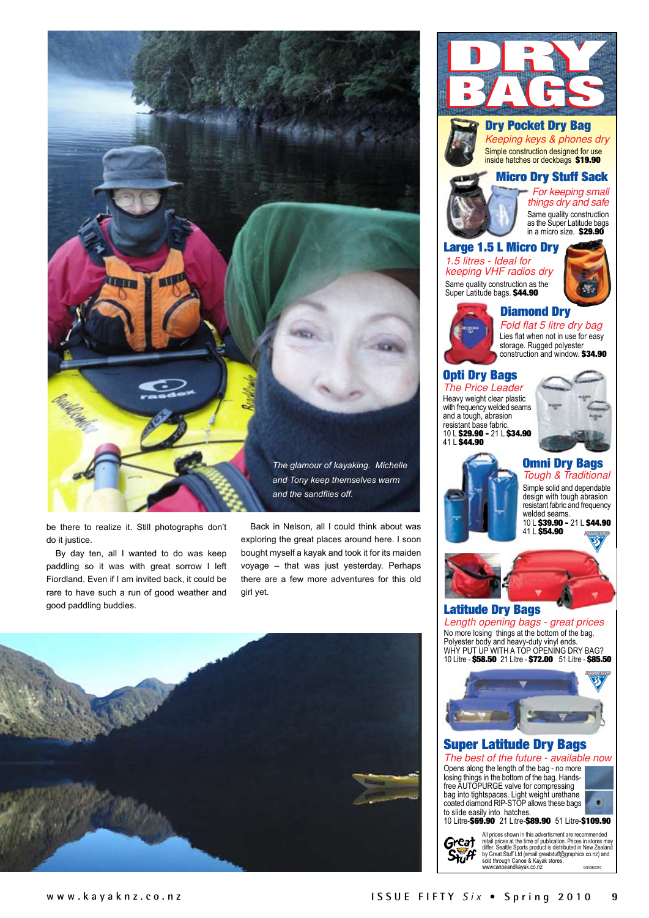*The glamour of kayaking. Michelle and Tony keep themselves warm and the sandflies off.*

be there to realize it. Still photographs don't do it justice.

By day ten, all I wanted to do was keep paddling so it was with great sorrow I left Fiordland. Even if I am invited back, it could be rare to have such a run of good weather and good paddling buddies.

Back in Nelson, all I could think about was exploring the great places around here. I soon bought myself a kayak and took it for its maiden voyage – that was just yesterday. Perhaps there are a few more adventures for this old girl yet.

# DRY BAGS

## Dry Pocket Dry Bag

*Keeping keys & phones dry*

Simple construction designed for use inside hatches or deckbags **$19.90**

## Micro Dry Stuff Sack

*For keeping small things dry and safe*

Same quality construction as the Super Latitude bags in a micro size. **$29.90**

## Large 1.5 L Micro Dry

*1.5 litres - Ideal for keeping VHF radios dry*

Same quality construction as the Super Latitude bags. **$44.90**

## Diamond Dry

*Fold flat 5 litre dry bag*

Lies flat when not in use for easy storage. Rugged polyester construction and window. **$34.90**

## Opti Dry Bags

*The Price Leader*

Heavy weight clear plastic with frequency welded seams and a tough, abrasion resistant base fabric.
10 L **$29.90** - 21 L **$34.90**
41 L **$44.90**

## Omni Dry Bags

*Tough & Traditional*

Simple solid and dependable design with tough abrasion resistant fabric and frequency welded seams.
10 L **$39.90** - 21 L **$44.90**
41 L **$54.90**

## Latitude Dry Bags

*Length opening bags - great prices*

No more losing things at the bottom of the bag. Polyester body and heavy-duty vinyl ends.
WHY PUT UP WITH A TOP OPENING DRY BAG?
10 Litre - **$58.50** 21 Litre - **$72.00** 51 Litre - **$85.50**

## Super Latitude Dry Bags

*The best of the future - available now*

Opens along the length of the bag - no more losing things in the bottom of the bag. Hands-free AUTOPURGE valve for compressing bag into tightspaces. Light weight urethane coated diamond RIP-STOP allows these bags to slide easily into hatches.
10 Litre-**$69.90** 21 Litre-**$89.90** 51 Litre-**$109.90**

Great Stuff

All prices shown in this advertisment are recommended retail prices at the time of publication. Prices in stores may differ. Seattle Sports product is distributed in New Zealand by Great Stuff Ltd (email:greatstuff@graphics.co.nz) and sold through Canoe & Kayak stores.
www.canoeandkayak.co.nz

GS/DB2010